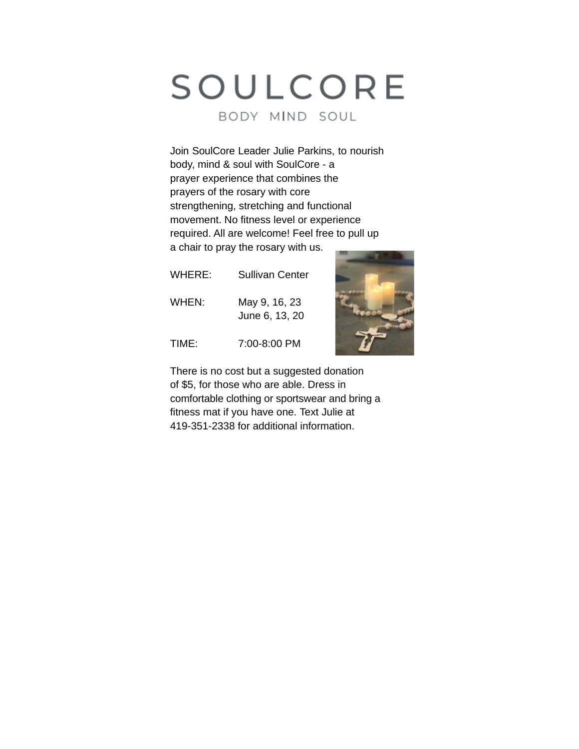# SOULCORE

BODY MIND SOUL

Join SoulCore Leader Julie Parkins, to nourish body, mind & soul with SoulCore - a prayer experience that combines the prayers of the rosary with core strengthening, stretching and functional movement. No fitness level or experience required. All are welcome! Feel free to pull up a chair to pray the rosary with us.

WHERE: Sullivan Center

WHEN: May 9, 16, 23
June 6, 13, 20

TIME: 7:00-8:00 PM

There is no cost but a suggested donation of $5, for those who are able. Dress in comfortable clothing or sportswear and bring a fitness mat if you have one. Text Julie at 419-351-2338 for additional information.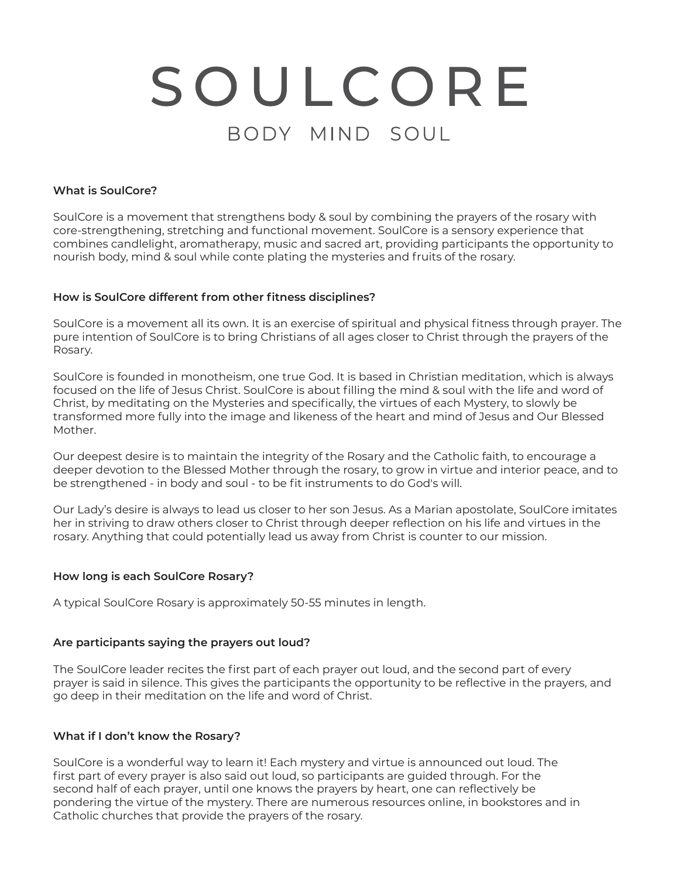# SOULCORE

BODY MIND SOUL

**What is SoulCore?**

SoulCore is a movement that strengthens body & soul by combining the prayers of the rosary with core-strengthening, stretching and functional movement. SoulCore is a sensory experience that combines candlelight, aromatherapy, music and sacred art, providing participants the opportunity to nourish body, mind & soul while conte plating the mysteries and fruits of the rosary.

**How is SoulCore different from other fitness disciplines?**

SoulCore is a movement all its own. It is an exercise of spiritual and physical fitness through prayer. The pure intention of SoulCore is to bring Christians of all ages closer to Christ through the prayers of the Rosary.

SoulCore is founded in monotheism, one true God. It is based in Christian meditation, which is always focused on the life of Jesus Christ. SoulCore is about filling the mind & soul with the life and word of Christ, by meditating on the Mysteries and specifically, the virtues of each Mystery, to slowly be transformed more fully into the image and likeness of the heart and mind of Jesus and Our Blessed Mother.

Our deepest desire is to maintain the integrity of the Rosary and the Catholic faith, to encourage a deeper devotion to the Blessed Mother through the rosary, to grow in virtue and interior peace, and to be strengthened - in body and soul - to be fit instruments to do God's will.

Our Lady's desire is always to lead us closer to her son Jesus. As a Marian apostolate, SoulCore imitates her in striving to draw others closer to Christ through deeper reflection on his life and virtues in the rosary. Anything that could potentially lead us away from Christ is counter to our mission.

**How long is each SoulCore Rosary?**

A typical SoulCore Rosary is approximately 50-55 minutes in length.

**Are participants saying the prayers out loud?**

The SoulCore leader recites the first part of each prayer out loud, and the second part of every prayer is said in silence. This gives the participants the opportunity to be reflective in the prayers, and go deep in their meditation on the life and word of Christ.

**What if I don't know the Rosary?**

SoulCore is a wonderful way to learn it! Each mystery and virtue is announced out loud. The first part of every prayer is also said out loud, so participants are guided through. For the second half of each prayer, until one knows the prayers by heart, one can reflectively be pondering the virtue of the mystery. There are numerous resources online, in bookstores and in Catholic churches that provide the prayers of the rosary.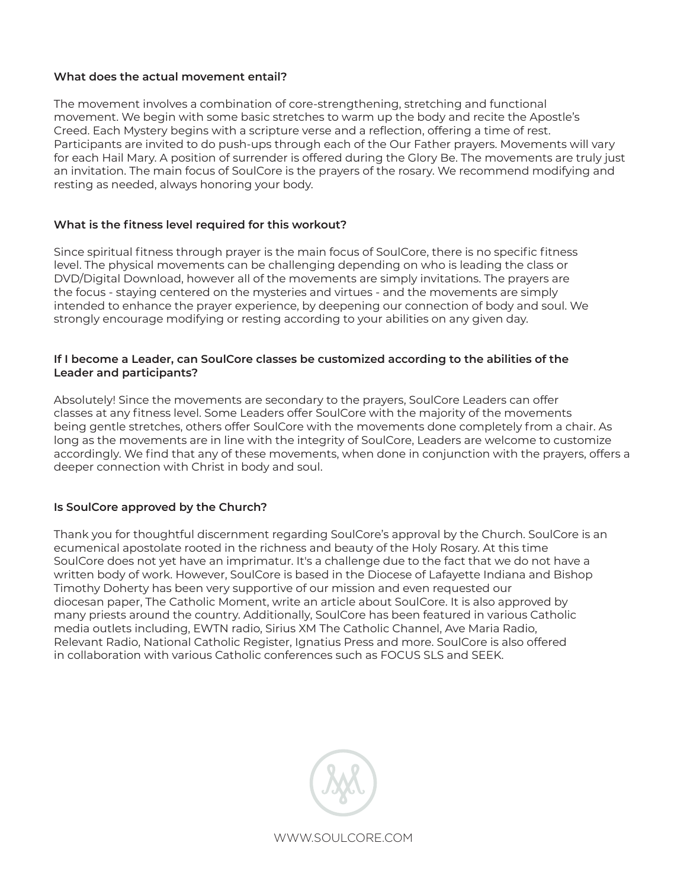**What does the actual movement entail?**

The movement involves a combination of core-strengthening, stretching and functional movement. We begin with some basic stretches to warm up the body and recite the Apostle's Creed. Each Mystery begins with a scripture verse and a reflection, offering a time of rest. Participants are invited to do push-ups through each of the Our Father prayers. Movements will vary for each Hail Mary. A position of surrender is offered during the Glory Be. The movements are truly just an invitation. The main focus of SoulCore is the prayers of the rosary. We recommend modifying and resting as needed, always honoring your body.

**What is the fitness level required for this workout?**

Since spiritual fitness through prayer is the main focus of SoulCore, there is no specific fitness level. The physical movements can be challenging depending on who is leading the class or DVD/Digital Download, however all of the movements are simply invitations. The prayers are the focus - staying centered on the mysteries and virtues - and the movements are simply intended to enhance the prayer experience, by deepening our connection of body and soul. We strongly encourage modifying or resting according to your abilities on any given day.

**If I become a Leader, can SoulCore classes be customized according to the abilities of the Leader and participants?**

Absolutely! Since the movements are secondary to the prayers, SoulCore Leaders can offer classes at any fitness level. Some Leaders offer SoulCore with the majority of the movements being gentle stretches, others offer SoulCore with the movements done completely from a chair. As long as the movements are in line with the integrity of SoulCore, Leaders are welcome to customize accordingly. We find that any of these movements, when done in conjunction with the prayers, offers a deeper connection with Christ in body and soul.

**Is SoulCore approved by the Church?**

Thank you for thoughtful discernment regarding SoulCore's approval by the Church. SoulCore is an ecumenical apostolate rooted in the richness and beauty of the Holy Rosary. At this time SoulCore does not yet have an imprimatur. It's a challenge due to the fact that we do not have a written body of work. However, SoulCore is based in the Diocese of Lafayette Indiana and Bishop Timothy Doherty has been very supportive of our mission and even requested our diocesan paper, The Catholic Moment, write an article about SoulCore. It is also approved by many priests around the country. Additionally, SoulCore has been featured in various Catholic media outlets including, EWTN radio, Sirius XM The Catholic Channel, Ave Maria Radio, Relevant Radio, National Catholic Register, Ignatius Press and more. SoulCore is also offered in collaboration with various Catholic conferences such as FOCUS SLS and SEEK.